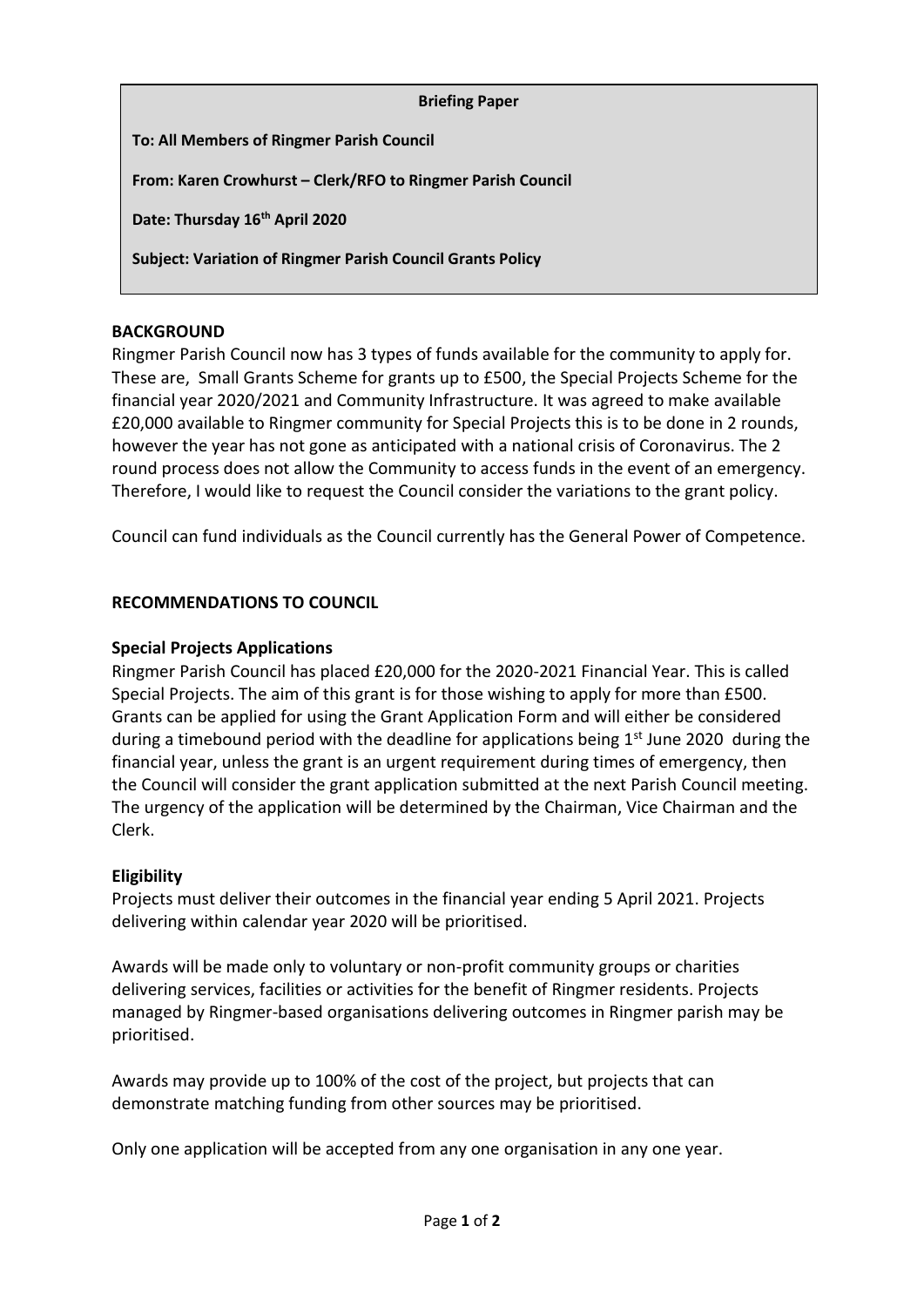**Briefing Paper**

**To: All Members of Ringmer Parish Council**

**From: Karen Crowhurst – Clerk/RFO to Ringmer Parish Council**

**Date: Thursday 16th April 2020**

**Subject: Variation of Ringmer Parish Council Grants Policy**

## BACKGROUND

Ringmer Parish Council now has 3 types of funds available for the community to apply for. These are, Small Grants Scheme for grants up to £500, the Special Projects Scheme for the financial year 2020/2021 and Community Infrastructure. It was agreed to make available £20,000 available to Ringmer community for Special Projects this is to be done in 2 rounds, however the year has not gone as anticipated with a national crisis of Coronavirus. The 2 round process does not allow the Community to access funds in the event of an emergency. Therefore, I would like to request the Council consider the variations to the grant policy.

Council can fund individuals as the Council currently has the General Power of Competence.

## RECOMMENDATIONS TO COUNCIL

### Special Projects Applications

Ringmer Parish Council has placed £20,000 for the 2020-2021 Financial Year. This is called Special Projects. The aim of this grant is for those wishing to apply for more than £500. Grants can be applied for using the Grant Application Form and will either be considered during a timebound period with the deadline for applications being 1st June 2020 during the financial year, unless the grant is an urgent requirement during times of emergency, then the Council will consider the grant application submitted at the next Parish Council meeting. The urgency of the application will be determined by the Chairman, Vice Chairman and the Clerk.

### Eligibility

Projects must deliver their outcomes in the financial year ending 5 April 2021. Projects delivering within calendar year 2020 will be prioritised.

Awards will be made only to voluntary or non-profit community groups or charities delivering services, facilities or activities for the benefit of Ringmer residents. Projects managed by Ringmer-based organisations delivering outcomes in Ringmer parish may be prioritised.

Awards may provide up to 100% of the cost of the project, but projects that can demonstrate matching funding from other sources may be prioritised.

Only one application will be accepted from any one organisation in any one year.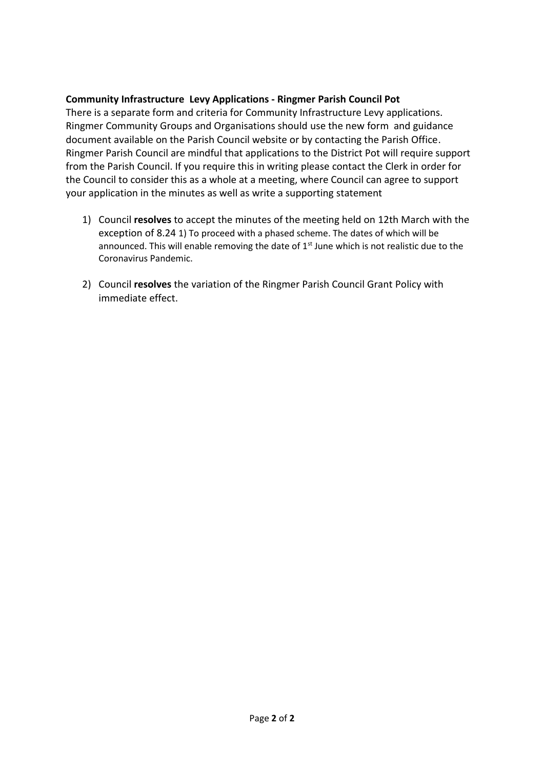**Community Infrastructure Levy Applications - Ringmer Parish Council Pot**

There is a separate form and criteria for Community Infrastructure Levy applications. Ringmer Community Groups and Organisations should use the new form and guidance document available on the Parish Council website or by contacting the Parish Office. Ringmer Parish Council are mindful that applications to the District Pot will require support from the Parish Council. If you require this in writing please contact the Clerk in order for the Council to consider this as a whole at a meeting, where Council can agree to support your application in the minutes as well as write a supporting statement

1) Council **resolves** to accept the minutes of the meeting held on 12th March with the exception of 8.24 1) To proceed with a phased scheme. The dates of which will be announced. This will enable removing the date of 1st June which is not realistic due to the Coronavirus Pandemic.

2) Council **resolves** the variation of the Ringmer Parish Council Grant Policy with immediate effect.